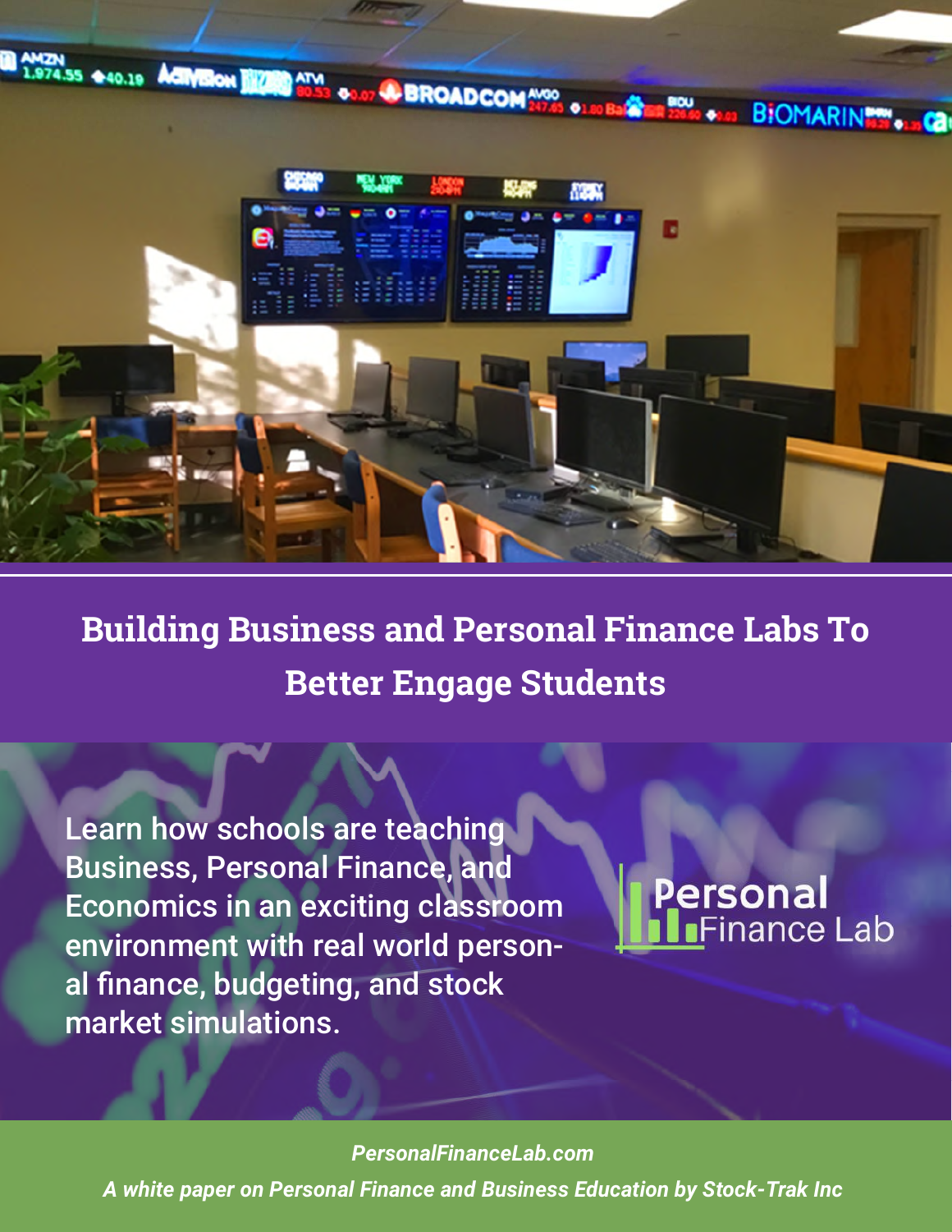# Building Business and Personal Finance Labs To Better Engage Students

Learn how schools are teaching Business, Personal Finance, and Economics in an exciting classroom environment with real world personal finance, budgeting, and stock market simulations.

Personal Finance Lab

*PersonalFinanceLab.com*

*A white paper on Personal Finance and Business Education by Stock-Trak Inc*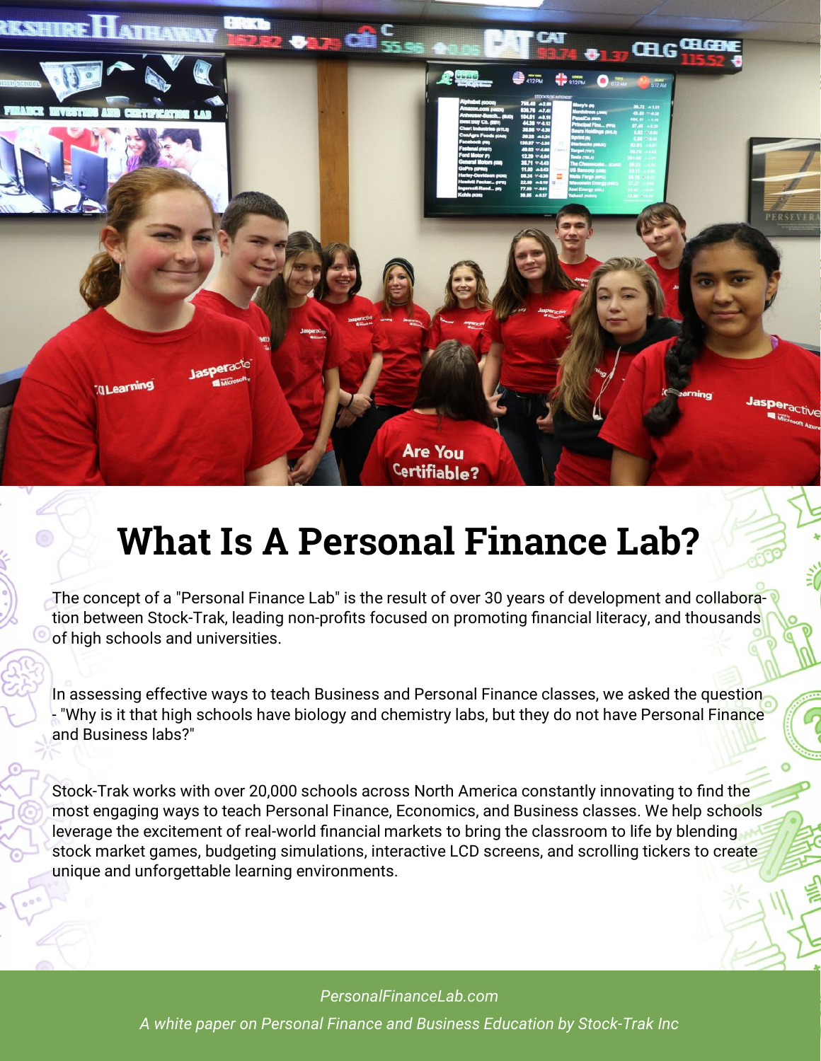# What Is A Personal Finance Lab?

The concept of a "Personal Finance Lab" is the result of over 30 years of development and collaboration between Stock-Trak, leading non-profits focused on promoting financial literacy, and thousands of high schools and universities.

In assessing effective ways to teach Business and Personal Finance classes, we asked the question - "Why is it that high schools have biology and chemistry labs, but they do not have Personal Finance and Business labs?"

Stock-Trak works with over 20,000 schools across North America constantly innovating to find the most engaging ways to teach Personal Finance, Economics, and Business classes. We help schools leverage the excitement of real-world financial markets to bring the classroom to life by blending stock market games, budgeting simulations, interactive LCD screens, and scrolling tickers to create unique and unforgettable learning environments.

*PersonalFinanceLab.com*

*A white paper on Personal Finance and Business Education by Stock-Trak Inc*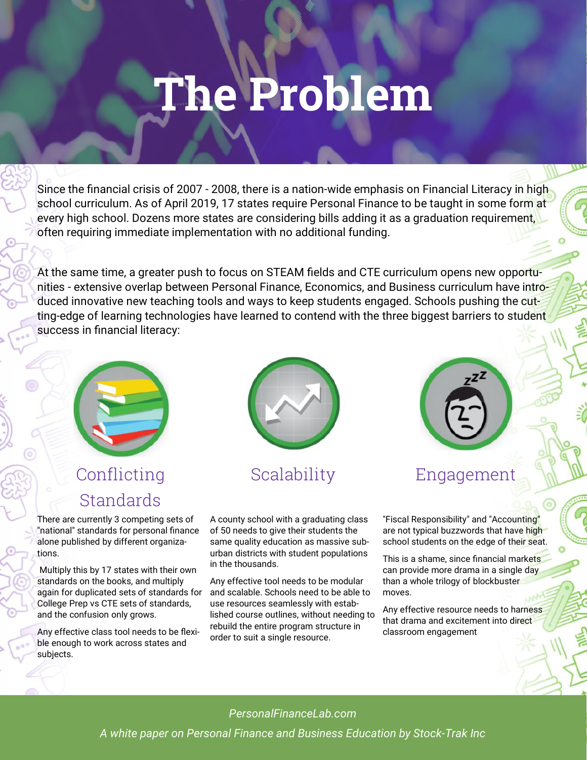# The Problem

Since the financial crisis of 2007 - 2008, there is a nation-wide emphasis on Financial Literacy in high school curriculum. As of April 2019, 17 states require Personal Finance to be taught in some form at every high school. Dozens more states are considering bills adding it as a graduation requirement, often requiring immediate implementation with no additional funding.

At the same time, a greater push to focus on STEAM fields and CTE curriculum opens new opportunities - extensive overlap between Personal Finance, Economics, and Business curriculum have introduced innovative new teaching tools and ways to keep students engaged. Schools pushing the cutting-edge of learning technologies have learned to contend with the three biggest barriers to student success in financial literacy:

## Conflicting Standards

There are currently 3 competing sets of "national" standards for personal finance alone published by different organizations.

Multiply this by 17 states with their own standards on the books, and multiply again for duplicated sets of standards for College Prep vs CTE sets of standards, and the confusion only grows.

Any effective class tool needs to be flexible enough to work across states and subjects.

## Scalability

A county school with a graduating class of 50 needs to give their students the same quality education as massive suburban districts with student populations in the thousands.

Any effective tool needs to be modular and scalable. Schools need to be able to use resources seamlessly with established course outlines, without needing to rebuild the entire program structure in order to suit a single resource.

## Engagement

"Fiscal Responsibility" and "Accounting" are not typical buzzwords that have high school students on the edge of their seat.

This is a shame, since financial markets can provide more drama in a single day than a whole trilogy of blockbuster moves.

Any effective resource needs to harness that drama and excitement into direct classroom engagement

*PersonalFinanceLab.com*

*A white paper on Personal Finance and Business Education by Stock-Trak Inc*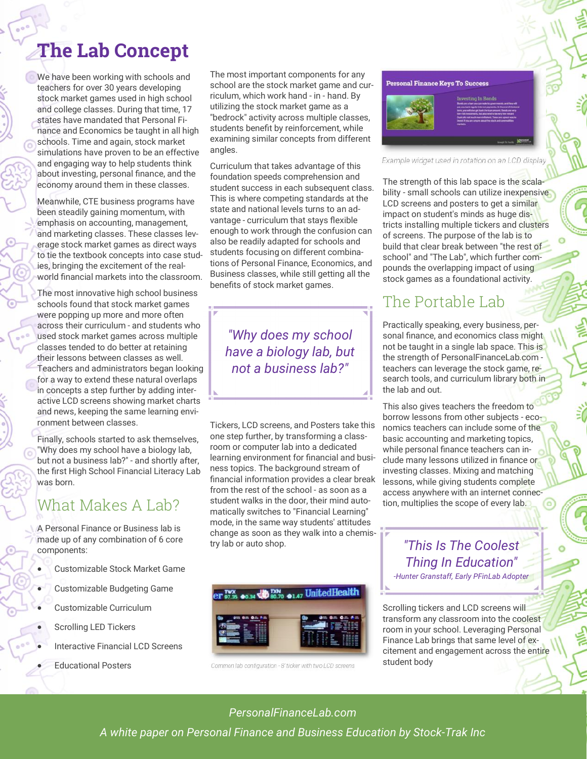# The Lab Concept

We have been working with schools and teachers for over 30 years developing stock market games used in high school and college classes. During that time, 17 states have mandated that Personal Finance and Economics be taught in all high schools. Time and again, stock market simulations have proven to be an effective and engaging way to help students think about investing, personal finance, and the economy around them in these classes.

Meanwhile, CTE business programs have been steadily gaining momentum, with emphasis on accounting, management, and marketing classes. These classes leverage stock market games as direct ways to tie the textbook concepts into case studies, bringing the excitement of the real-world financial markets into the classroom.

The most innovative high school business schools found that stock market games were popping up more and more often across their curriculum - and students who used stock market games across multiple classes tended to do better at retaining their lessons between classes as well. Teachers and administrators began looking for a way to extend these natural overlaps in concepts a step further by adding interactive LCD screens showing market charts and news, keeping the same learning environment between classes.

Finally, schools started to ask themselves, "Why does my school have a biology lab, but not a business lab?" - and shortly after, the first High School Financial Literacy Lab was born.

## What Makes A Lab?

A Personal Finance or Business lab is made up of any combination of 6 core components:

- Customizable Stock Market Game
- Customizable Budgeting Game
- Customizable Curriculum
- Scrolling LED Tickers
- Interactive Financial LCD Screens
- Educational Posters

The most important components for any school are the stock market game and curriculum, which work hand - in - hand. By utilizing the stock market game as a "bedrock" activity across multiple classes, students benefit by reinforcement, while examining similar concepts from different angles.

Curriculum that takes advantage of this foundation speeds comprehension and student success in each subsequent class. This is where competing standards at the state and national levels turns to an advantage - curriculum that stays flexible enough to work through the confusion can also be readily adapted for schools and students focusing on different combinations of Personal Finance, Economics, and Business classes, while still getting all the benefits of stock market games.

> *"Why does my school have a biology lab, but not a business lab?"*

Tickers, LCD screens, and Posters take this one step further, by transforming a classroom or computer lab into a dedicated learning environment for financial and business topics. The background stream of financial information provides a clear break from the rest of the school - as soon as a student walks in the door, their mind automatically switches to "Financial Learning" mode, in the same way students' attitudes change as soon as they walk into a chemistry lab or auto shop.

*Common lab configuration - 8' ticker with two LCD screens*

*Example widget used in rotation on an LCD display*

The strength of this lab space is the scalability - small schools can utilize inexpensive LCD screens and posters to get a similar impact on student's minds as huge districts installing multiple tickers and clusters of screens. The purpose of the lab is to build that clear break between "the rest of school" and "The Lab", which further compounds the overlapping impact of using stock games as a foundational activity.

## The Portable Lab

Practically speaking, every business, personal finance, and economics class might not be taught in a single lab space. This is the strength of PersonalFinanceLab.com - teachers can leverage the stock game, research tools, and curriculum library both in the lab and out.

This also gives teachers the freedom to borrow lessons from other subjects - economics teachers can include some of the basic accounting and marketing topics, while personal finance teachers can include many lessons utilized in finance or investing classes. Mixing and matching lessons, while giving students complete access anywhere with an internet connection, multiplies the scope of every lab.

> *"This Is The Coolest Thing In Education"*
> *-Hunter Granstaff, Early PFinLab Adopter*

Scrolling tickers and LCD screens will transform any classroom into the coolest room in your school. Leveraging Personal Finance Lab brings that same level of excitement and engagement across the entire student body

*PersonalFinanceLab.com*

*A white paper on Personal Finance and Business Education by Stock-Trak Inc*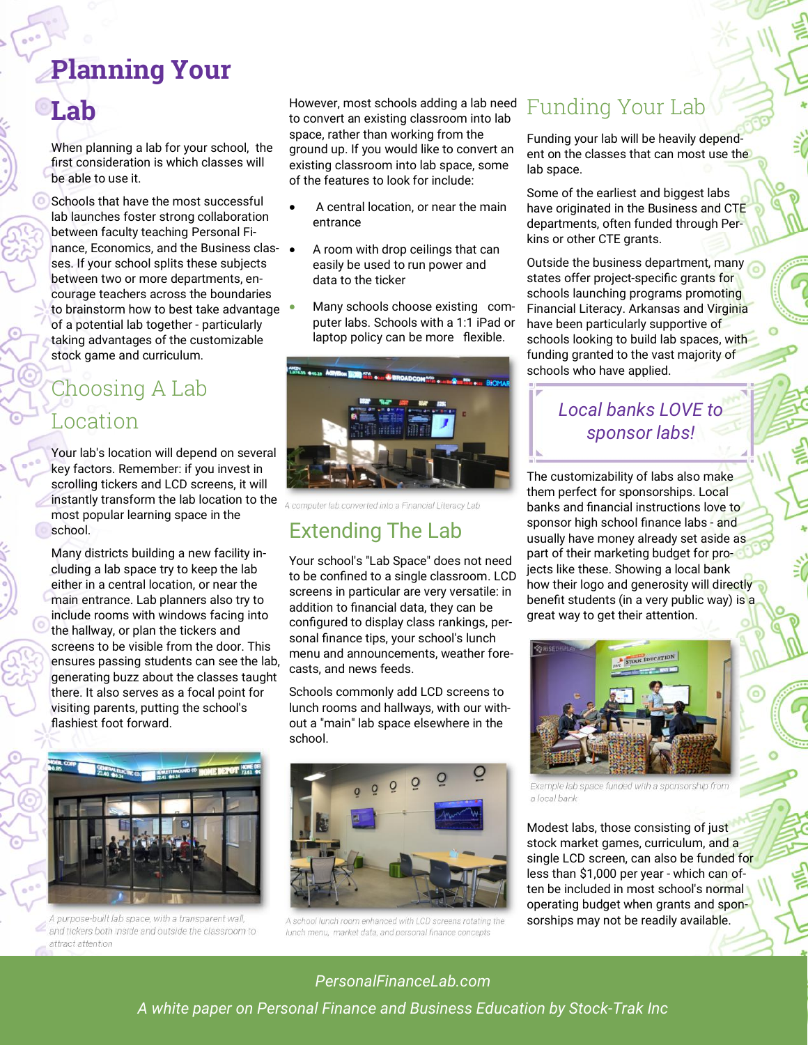# Planning Your Lab

When planning a lab for your school, the first consideration is which classes will be able to use it.

Schools that have the most successful lab launches foster strong collaboration between faculty teaching Personal Finance, Economics, and the Business classes. If your school splits these subjects between two or more departments, encourage teachers across the boundaries to brainstorm how to best take advantage of a potential lab together - particularly taking advantages of the customizable stock game and curriculum.

## Choosing A Lab Location

Your lab's location will depend on several key factors. Remember: if you invest in scrolling tickers and LCD screens, it will instantly transform the lab location to the most popular learning space in the school.

Many districts building a new facility including a lab space try to keep the lab either in a central location, or near the main entrance. Lab planners also try to include rooms with windows facing into the hallway, or plan the tickers and screens to be visible from the door. This ensures passing students can see the lab, generating buzz about the classes taught there. It also serves as a focal point for visiting parents, putting the school's flashiest foot forward.

A purpose-built lab space, with a transparent wall, and tickers both inside and outside the classroom to attract attention

However, most schools adding a lab need to convert an existing classroom into lab space, rather than working from the ground up. If you would like to convert an existing classroom into lab space, some of the features to look for include:

- A central location, or near the main entrance
- A room with drop ceilings that can easily be used to run power and data to the ticker
- Many schools choose existing computer labs. Schools with a 1:1 iPad or laptop policy can be more flexible.

A computer lab converted into a Financial Literacy Lab

## Extending The Lab

Your school's "Lab Space" does not need to be confined to a single classroom. LCD screens in particular are very versatile: in addition to financial data, they can be configured to display class rankings, personal finance tips, your school's lunch menu and announcements, weather forecasts, and news feeds.

Schools commonly add LCD screens to lunch rooms and hallways, with our without a "main" lab space elsewhere in the school.

A school lunch room enhanced with LCD screens rotating the lunch menu, market data, and personal finance concepts

## Funding Your Lab

Funding your lab will be heavily dependent on the classes that can most use the lab space.

Some of the earliest and biggest labs have originated in the Business and CTE departments, often funded through Perkins or other CTE grants.

Outside the business department, many states offer project-specific grants for schools launching programs promoting Financial Literacy. Arkansas and Virginia have been particularly supportive of schools looking to build lab spaces, with funding granted to the vast majority of schools who have applied.

*Local banks LOVE to sponsor labs!*

The customizability of labs also make them perfect for sponsorships. Local banks and financial instructions love to sponsor high school finance labs - and usually have money already set aside as part of their marketing budget for projects like these. Showing a local bank how their logo and generosity will directly benefit students (in a very public way) is a great way to get their attention.

Example lab space funded with a sponsorship from a local bank

Modest labs, those consisting of just stock market games, curriculum, and a single LCD screen, can also be funded for less than $1,000 per year - which can often be included in most school's normal operating budget when grants and sponsorships may not be readily available.

*PersonalFinanceLab.com*

*A white paper on Personal Finance and Business Education by Stock-Trak Inc*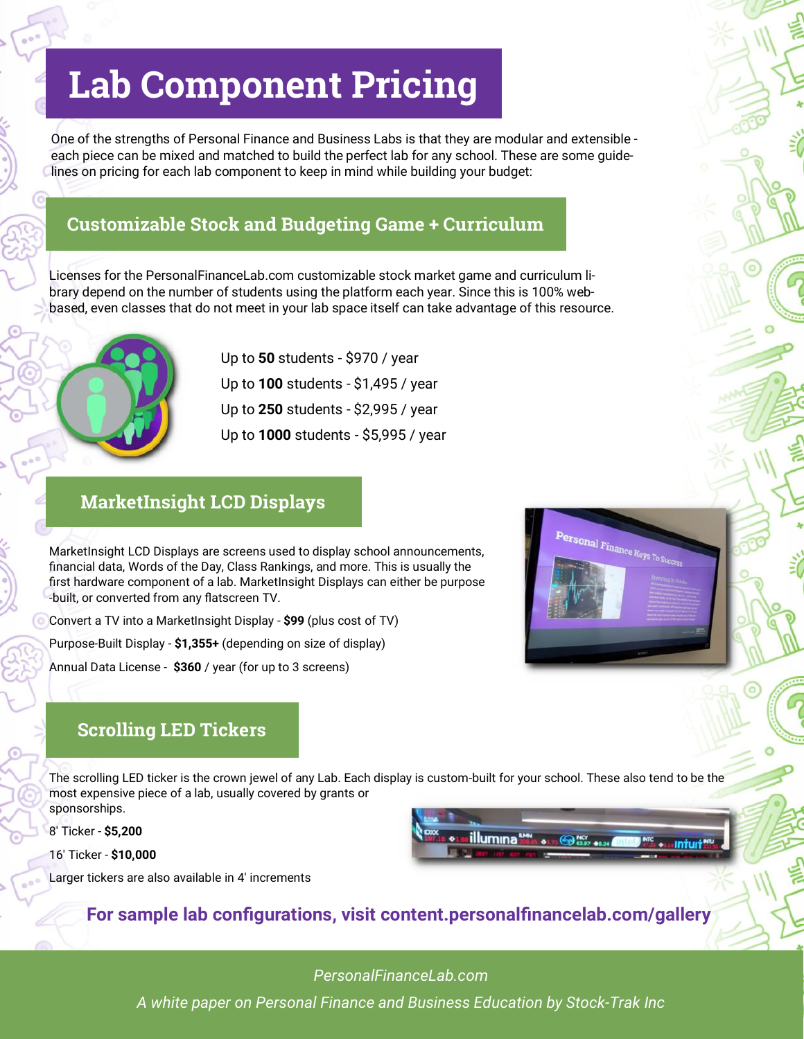# Lab Component Pricing

One of the strengths of Personal Finance and Business Labs is that they are modular and extensible - each piece can be mixed and matched to build the perfect lab for any school. These are some guidelines on pricing for each lab component to keep in mind while building your budget:

## Customizable Stock and Budgeting Game + Curriculum

Licenses for the PersonalFinanceLab.com customizable stock market game and curriculum library depend on the number of students using the platform each year. Since this is 100% web-based, even classes that do not meet in your lab space itself can take advantage of this resource.

Up to **50** students - $970 / year

Up to **100** students - $1,495 / year

Up to **250** students - $2,995 / year

Up to **1000** students - $5,995 / year

## MarketInsight LCD Displays

MarketInsight LCD Displays are screens used to display school announcements, financial data, Words of the Day, Class Rankings, and more. This is usually the first hardware component of a lab. MarketInsight Displays can either be purpose-built, or converted from any flatscreen TV.

Convert a TV into a MarketInsight Display - **$99** (plus cost of TV)

Purpose-Built Display - **$1,355+** (depending on size of display)

Annual Data License - **$360** / year (for up to 3 screens)

## Scrolling LED Tickers

The scrolling LED ticker is the crown jewel of any Lab. Each display is custom-built for your school. These also tend to be the most expensive piece of a lab, usually covered by grants or sponsorships.

8' Ticker - **$5,200**

16' Ticker - **$10,000**

Larger tickers are also available in 4' increments

**For sample lab configurations, visit content.personalfinancelab.com/gallery**

*PersonalFinanceLab.com*

*A white paper on Personal Finance and Business Education by Stock-Trak Inc*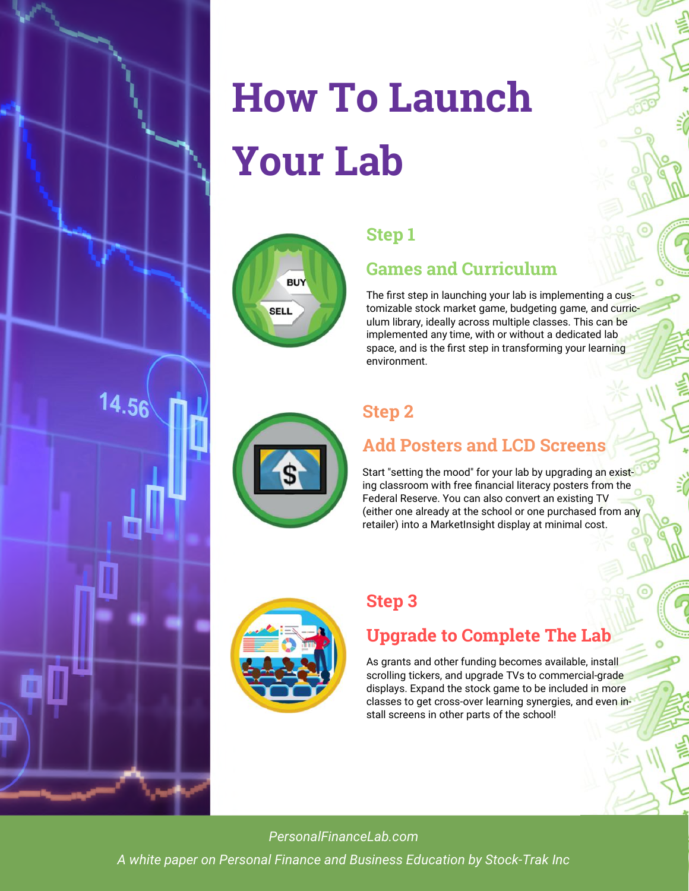# How To Launch Your Lab

## Step 1

### Games and Curriculum

The first step in launching your lab is implementing a customizable stock market game, budgeting game, and curriculum library, ideally across multiple classes. This can be implemented any time, with or without a dedicated lab space, and is the first step in transforming your learning environment.

## Step 2

### Add Posters and LCD Screens

Start "setting the mood" for your lab by upgrading an existing classroom with free financial literacy posters from the Federal Reserve. You can also convert an existing TV (either one already at the school or one purchased from any retailer) into a MarketInsight display at minimal cost.

## Step 3

### Upgrade to Complete The Lab

As grants and other funding becomes available, install scrolling tickers, and upgrade TVs to commercial-grade displays. Expand the stock game to be included in more classes to get cross-over learning synergies, and even install screens in other parts of the school!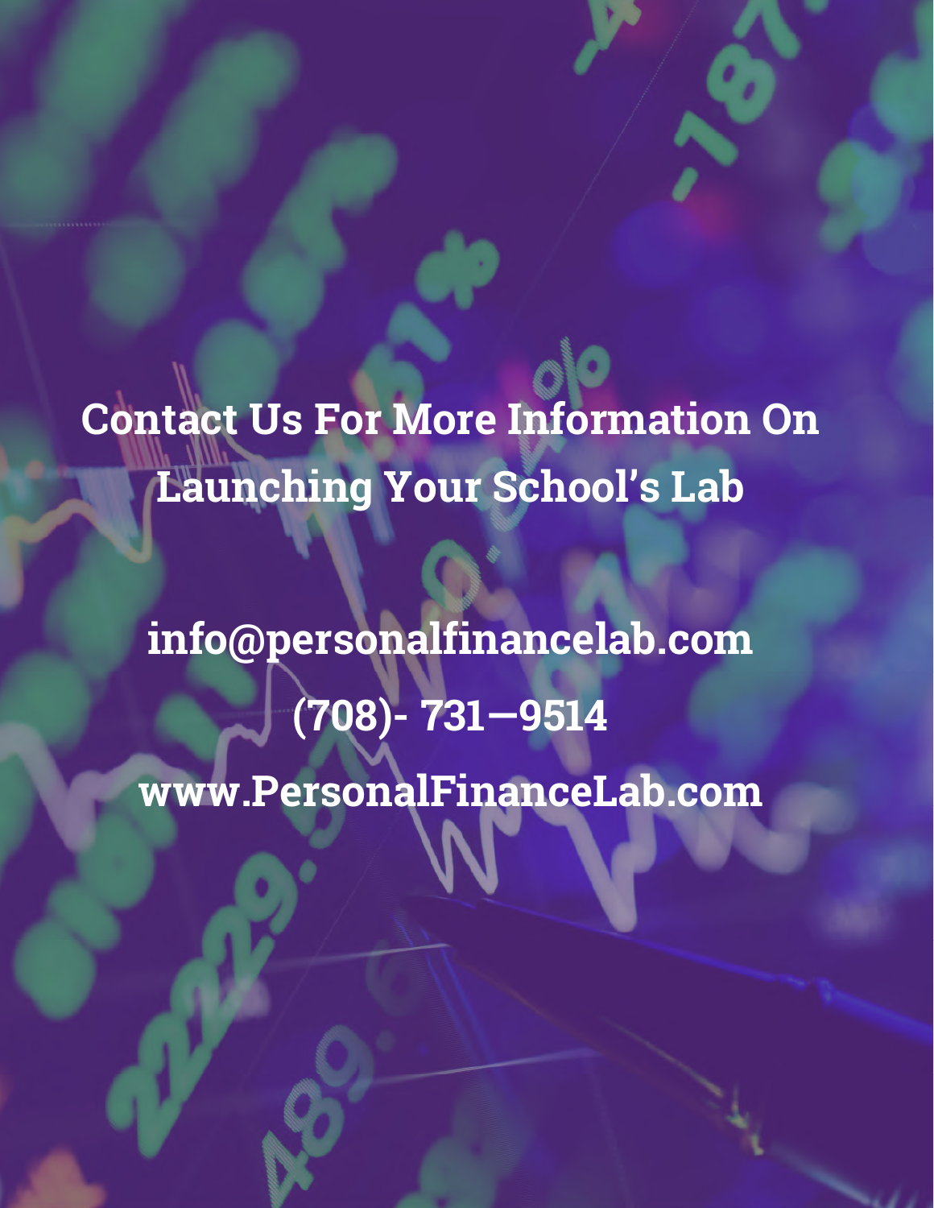## Contact Us For More Information On Launching Your School's Lab

**info@personalfinancelab.com**

**(708)- 731—9514**

**www.PersonalFinanceLab.com**